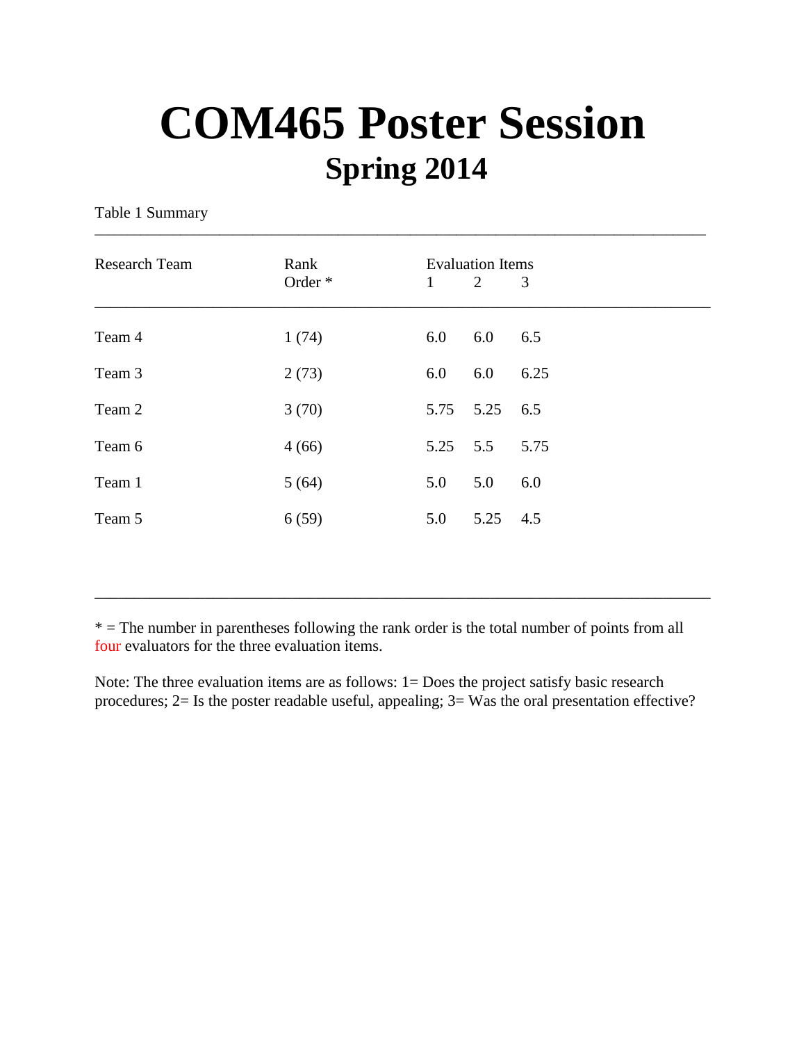# COM465 Poster Session

## Spring 2014

Table 1 Summary

| Research Team | Rank Order * | Evaluation Items | | |
|---|---|---|---|---|
| | | 1 | 2 | 3 |
| Team 4 | 1 (74) | 6.0 | 6.0 | 6.5 |
| Team 3 | 2 (73) | 6.0 | 6.0 | 6.25 |
| Team 2 | 3 (70) | 5.75 | 5.25 | 6.5 |
| Team 6 | 4 (66) | 5.25 | 5.5 | 5.75 |
| Team 1 | 5 (64) | 5.0 | 5.0 | 6.0 |
| Team 5 | 6 (59) | 5.0 | 5.25 | 4.5 |

* = The number in parentheses following the rank order is the total number of points from all four evaluators for the three evaluation items.

Note: The three evaluation items are as follows: 1= Does the project satisfy basic research procedures; 2= Is the poster readable useful, appealing; 3= Was the oral presentation effective?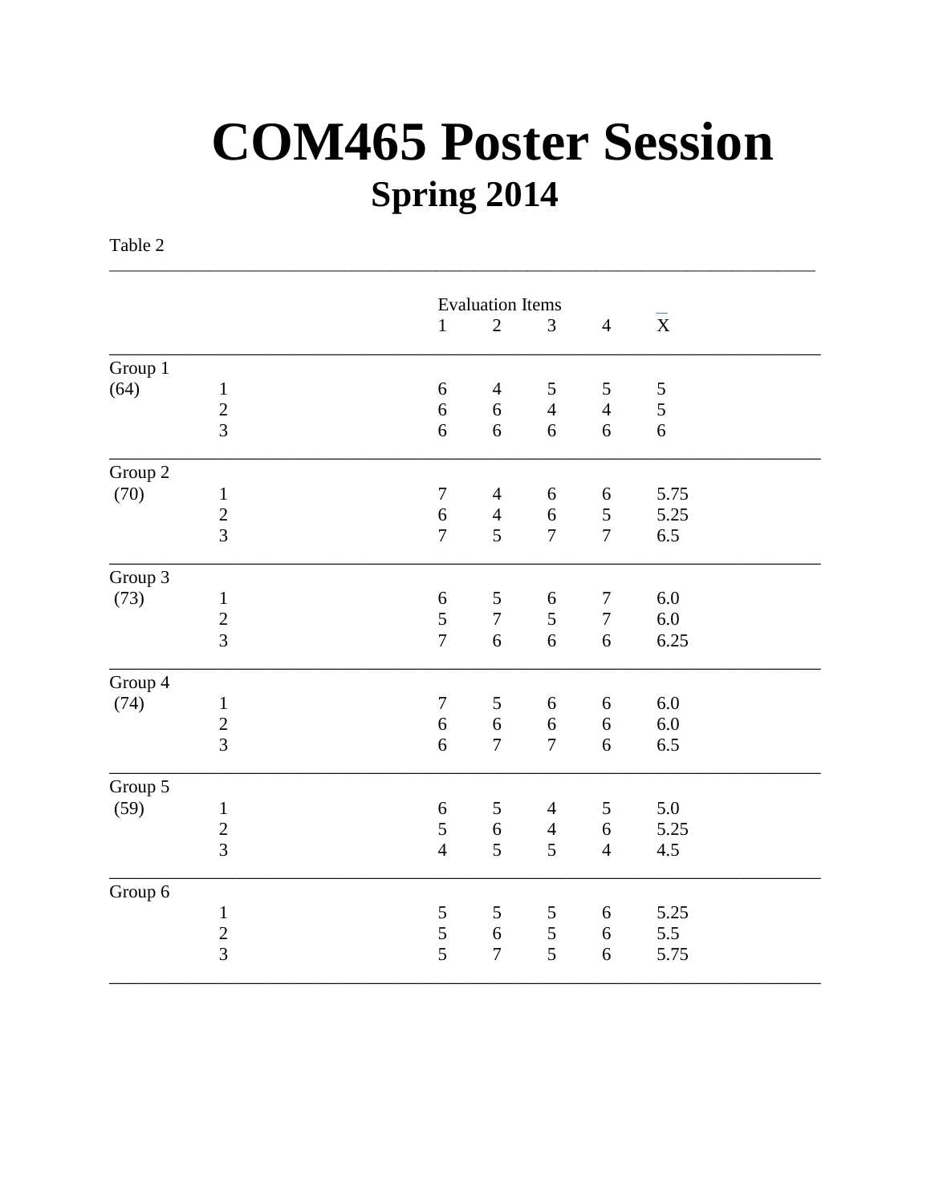# COM465 Poster Session

## Spring 2014

Table 2

| | | Evaluation Items 1 | 2 | 3 | 4 | $\bar{X}$ |
|---|---|---|---|---|---|---|
| Group 1 | | | | | | |
| (64) | 1 | 6 | 4 | 5 | 5 | 5 |
| | 2 | 6 | 6 | 4 | 4 | 5 |
| | 3 | 6 | 6 | 6 | 6 | 6 |
| Group 2 | | | | | | |
| (70) | 1 | 7 | 4 | 6 | 6 | 5.75 |
| | 2 | 6 | 4 | 6 | 5 | 5.25 |
| | 3 | 7 | 5 | 7 | 7 | 6.5 |
| Group 3 | | | | | | |
| (73) | 1 | 6 | 5 | 6 | 7 | 6.0 |
| | 2 | 5 | 7 | 5 | 7 | 6.0 |
| | 3 | 7 | 6 | 6 | 6 | 6.25 |
| Group 4 | | | | | | |
| (74) | 1 | 7 | 5 | 6 | 6 | 6.0 |
| | 2 | 6 | 6 | 6 | 6 | 6.0 |
| | 3 | 6 | 7 | 7 | 6 | 6.5 |
| Group 5 | | | | | | |
| (59) | 1 | 6 | 5 | 4 | 5 | 5.0 |
| | 2 | 5 | 6 | 4 | 6 | 5.25 |
| | 3 | 4 | 5 | 5 | 4 | 4.5 |
| Group 6 | | | | | | |
| | 1 | 5 | 5 | 5 | 6 | 5.25 |
| | 2 | 5 | 6 | 5 | 6 | 5.5 |
| | 3 | 5 | 7 | 5 | 6 | 5.75 |